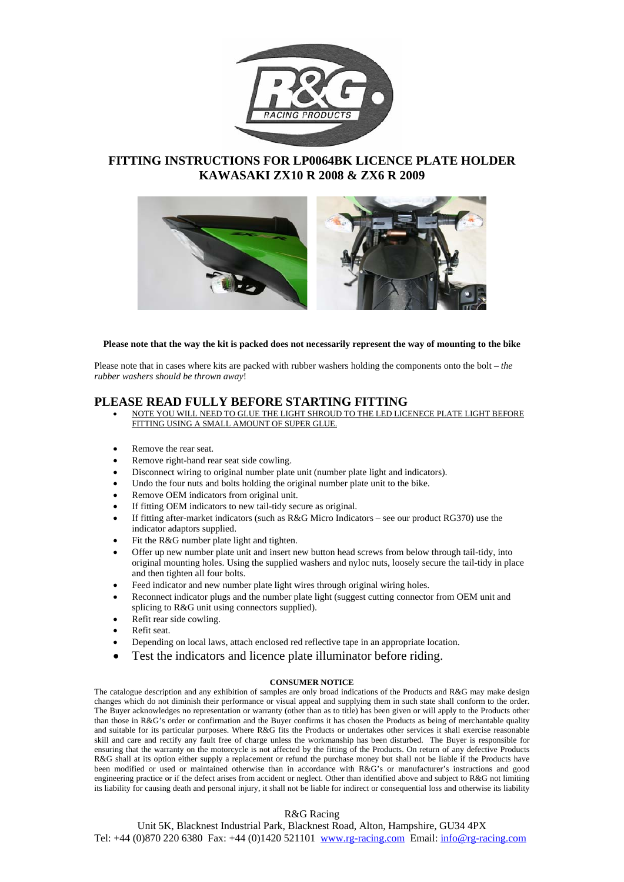# FITTING INSTRUCTIONS FOR LP0064BK LICENCE PLATE HOLDER
# KAWASAKI ZX10 R 2008 & ZX6 R 2009

**Please note that the way the kit is packed does not necessarily represent the way of mounting to the bike**

Please note that in cases where kits are packed with rubber washers holding the components onto the bolt – *the rubber washers should be thrown away*!

## PLEASE READ FULLY BEFORE STARTING FITTING

- NOTE YOU WILL NEED TO GLUE THE LIGHT SHROUD TO THE LED LICENECE PLATE LIGHT BEFORE FITTING USING A SMALL AMOUNT OF SUPER GLUE.

- Remove the rear seat.
- Remove right-hand rear seat side cowling.
- Disconnect wiring to original number plate unit (number plate light and indicators).
- Undo the four nuts and bolts holding the original number plate unit to the bike.
- Remove OEM indicators from original unit.
- If fitting OEM indicators to new tail-tidy secure as original.
- If fitting after-market indicators (such as R&G Micro Indicators – see our product RG370) use the indicator adaptors supplied.
- Fit the R&G number plate light and tighten.
- Offer up new number plate unit and insert new button head screws from below through tail-tidy, into original mounting holes. Using the supplied washers and nyloc nuts, loosely secure the tail-tidy in place and then tighten all four bolts.
- Feed indicator and new number plate light wires through original wiring holes.
- Reconnect indicator plugs and the number plate light (suggest cutting connector from OEM unit and splicing to R&G unit using connectors supplied).
- Refit rear side cowling.
- Refit seat.
- Depending on local laws, attach enclosed red reflective tape in an appropriate location.
- Test the indicators and licence plate illuminator before riding.

**CONSUMER NOTICE**

The catalogue description and any exhibition of samples are only broad indications of the Products and R&G may make design changes which do not diminish their performance or visual appeal and supplying them in such state shall conform to the order. The Buyer acknowledges no representation or warranty (other than as to title) has been given or will apply to the Products other than those in R&G's order or confirmation and the Buyer confirms it has chosen the Products as being of merchantable quality and suitable for its particular purposes. Where R&G fits the Products or undertakes other services it shall exercise reasonable skill and care and rectify any fault free of charge unless the workmanship has been disturbed. The Buyer is responsible for ensuring that the warranty on the motorcycle is not affected by the fitting of the Products. On return of any defective Products R&G shall at its option either supply a replacement or refund the purchase money but shall not be liable if the Products have been modified or used or maintained otherwise than in accordance with R&G's or manufacturer's instructions and good engineering practice or if the defect arises from accident or neglect. Other than identified above and subject to R&G not limiting its liability for causing death and personal injury, it shall not be liable for indirect or consequential loss and otherwise its liability

R&G Racing
Unit 5K, Blacknest Industrial Park, Blacknest Road, Alton, Hampshire, GU34 4PX
Tel: +44 (0)870 220 6380 Fax: +44 (0)1420 521101 www.rg-racing.com Email: info@rg-racing.com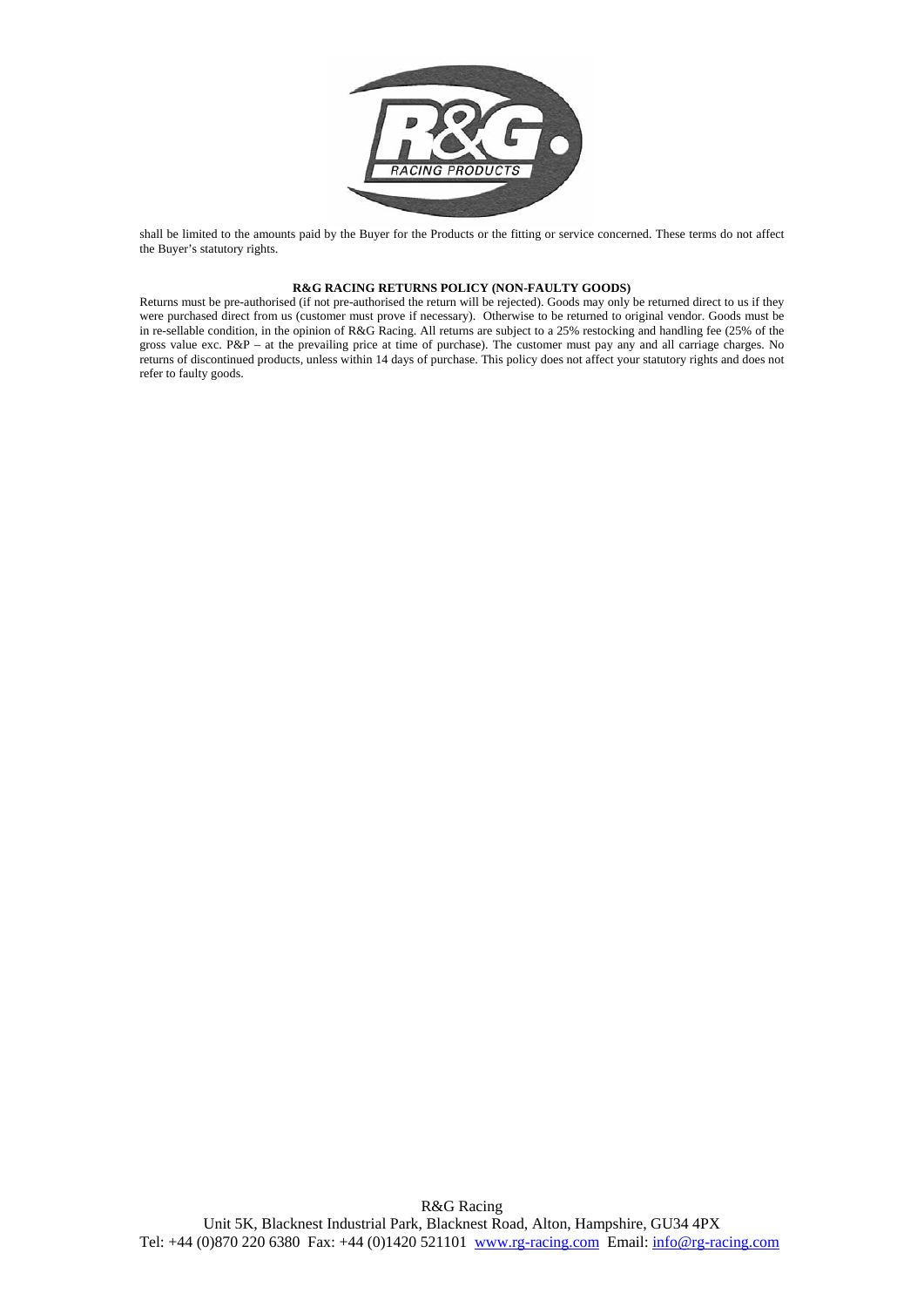shall be limited to the amounts paid by the Buyer for the Products or the fitting or service concerned. These terms do not affect the Buyer's statutory rights.

**R&G RACING RETURNS POLICY (NON-FAULTY GOODS)**

Returns must be pre-authorised (if not pre-authorised the return will be rejected). Goods may only be returned direct to us if they were purchased direct from us (customer must prove if necessary). Otherwise to be returned to original vendor. Goods must be in re-sellable condition, in the opinion of R&G Racing. All returns are subject to a 25% restocking and handling fee (25% of the gross value exc. P&P – at the prevailing price at time of purchase). The customer must pay any and all carriage charges. No returns of discontinued products, unless within 14 days of purchase. This policy does not affect your statutory rights and does not refer to faulty goods.